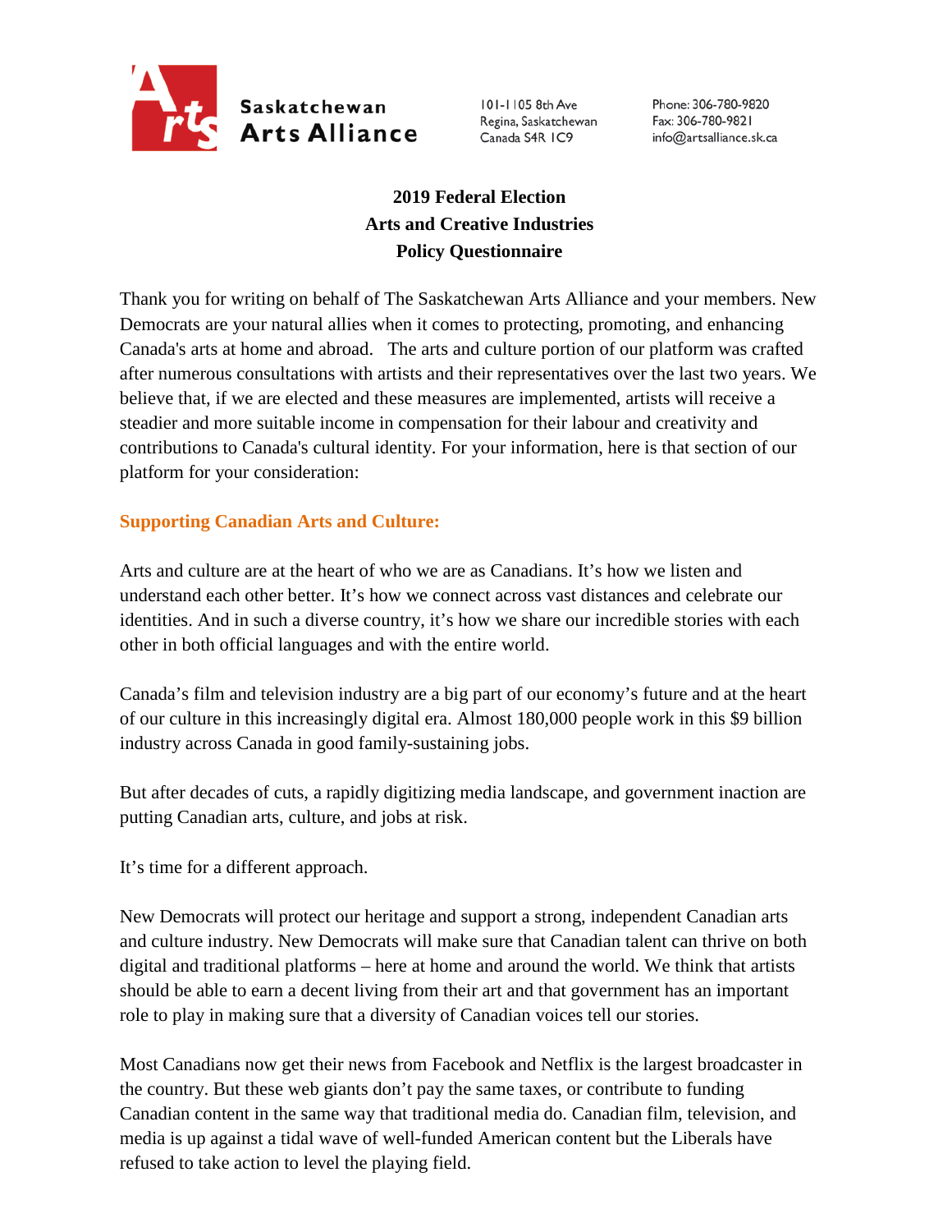Saskatchewan Arts Alliance

101-1105 8th Ave
Regina, Saskatchewan
Canada S4R 1C9

Phone: 306-780-9820
Fax: 306-780-9821
info@artsalliance.sk.ca

# 2019 Federal Election
# Arts and Creative Industries
# Policy Questionnaire

Thank you for writing on behalf of The Saskatchewan Arts Alliance and your members. New Democrats are your natural allies when it comes to protecting, promoting, and enhancing Canada's arts at home and abroad. The arts and culture portion of our platform was crafted after numerous consultations with artists and their representatives over the last two years. We believe that, if we are elected and these measures are implemented, artists will receive a steadier and more suitable income in compensation for their labour and creativity and contributions to Canada's cultural identity. For your information, here is that section of our platform for your consideration:

## Supporting Canadian Arts and Culture:

Arts and culture are at the heart of who we are as Canadians. It's how we listen and understand each other better. It's how we connect across vast distances and celebrate our identities. And in such a diverse country, it's how we share our incredible stories with each other in both official languages and with the entire world.

Canada's film and television industry are a big part of our economy's future and at the heart of our culture in this increasingly digital era. Almost 180,000 people work in this $9 billion industry across Canada in good family-sustaining jobs.

But after decades of cuts, a rapidly digitizing media landscape, and government inaction are putting Canadian arts, culture, and jobs at risk.

It's time for a different approach.

New Democrats will protect our heritage and support a strong, independent Canadian arts and culture industry. New Democrats will make sure that Canadian talent can thrive on both digital and traditional platforms – here at home and around the world. We think that artists should be able to earn a decent living from their art and that government has an important role to play in making sure that a diversity of Canadian voices tell our stories.

Most Canadians now get their news from Facebook and Netflix is the largest broadcaster in the country. But these web giants don't pay the same taxes, or contribute to funding Canadian content in the same way that traditional media do. Canadian film, television, and media is up against a tidal wave of well-funded American content but the Liberals have refused to take action to level the playing field.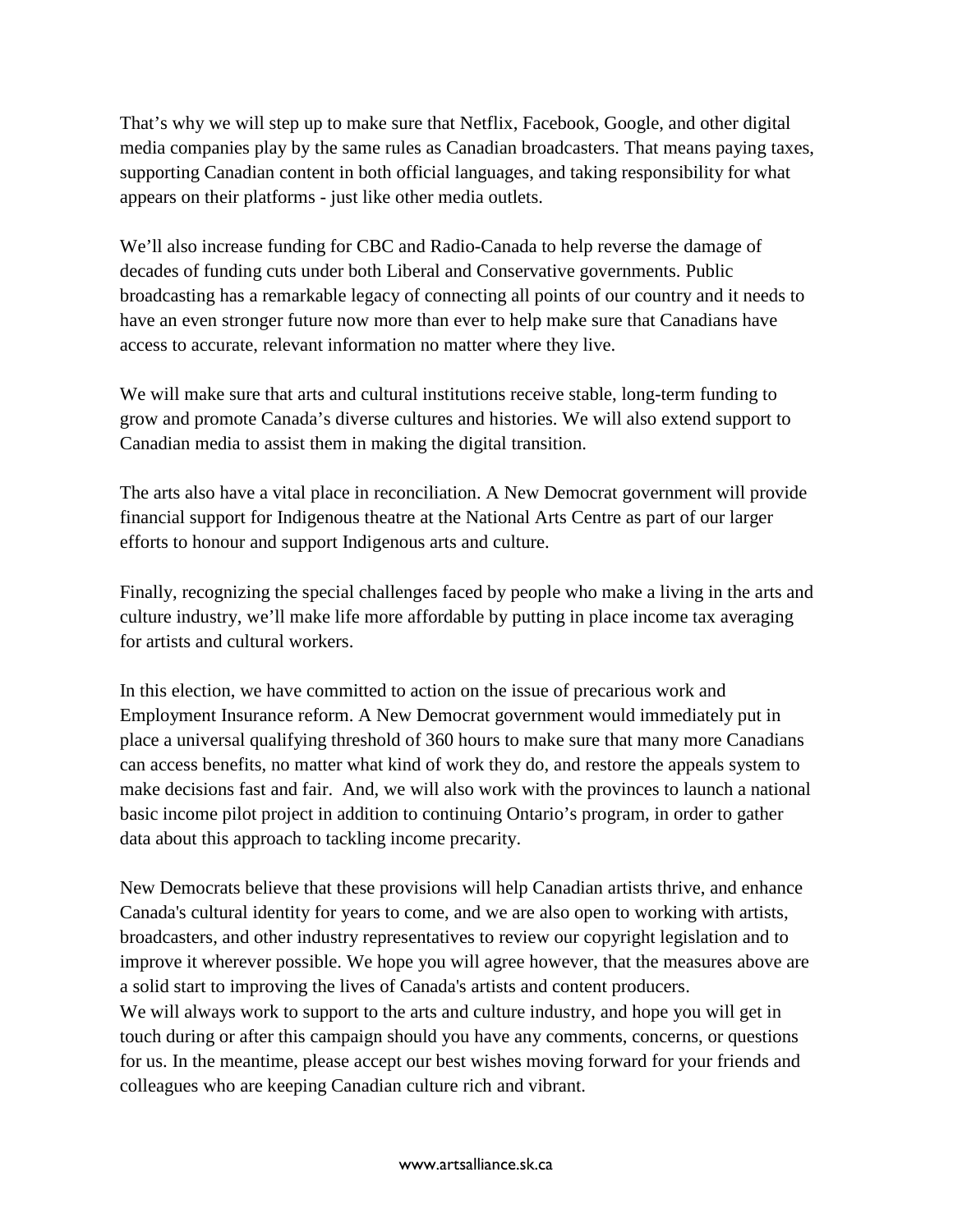That's why we will step up to make sure that Netflix, Facebook, Google, and other digital media companies play by the same rules as Canadian broadcasters. That means paying taxes, supporting Canadian content in both official languages, and taking responsibility for what appears on their platforms - just like other media outlets.

We'll also increase funding for CBC and Radio-Canada to help reverse the damage of decades of funding cuts under both Liberal and Conservative governments. Public broadcasting has a remarkable legacy of connecting all points of our country and it needs to have an even stronger future now more than ever to help make sure that Canadians have access to accurate, relevant information no matter where they live.

We will make sure that arts and cultural institutions receive stable, long-term funding to grow and promote Canada's diverse cultures and histories. We will also extend support to Canadian media to assist them in making the digital transition.

The arts also have a vital place in reconciliation. A New Democrat government will provide financial support for Indigenous theatre at the National Arts Centre as part of our larger efforts to honour and support Indigenous arts and culture.

Finally, recognizing the special challenges faced by people who make a living in the arts and culture industry, we'll make life more affordable by putting in place income tax averaging for artists and cultural workers.

In this election, we have committed to action on the issue of precarious work and Employment Insurance reform. A New Democrat government would immediately put in place a universal qualifying threshold of 360 hours to make sure that many more Canadians can access benefits, no matter what kind of work they do, and restore the appeals system to make decisions fast and fair. And, we will also work with the provinces to launch a national basic income pilot project in addition to continuing Ontario's program, in order to gather data about this approach to tackling income precarity.

New Democrats believe that these provisions will help Canadian artists thrive, and enhance Canada's cultural identity for years to come, and we are also open to working with artists, broadcasters, and other industry representatives to review our copyright legislation and to improve it wherever possible. We hope you will agree however, that the measures above are a solid start to improving the lives of Canada's artists and content producers.
We will always work to support to the arts and culture industry, and hope you will get in touch during or after this campaign should you have any comments, concerns, or questions for us. In the meantime, please accept our best wishes moving forward for your friends and colleagues who are keeping Canadian culture rich and vibrant.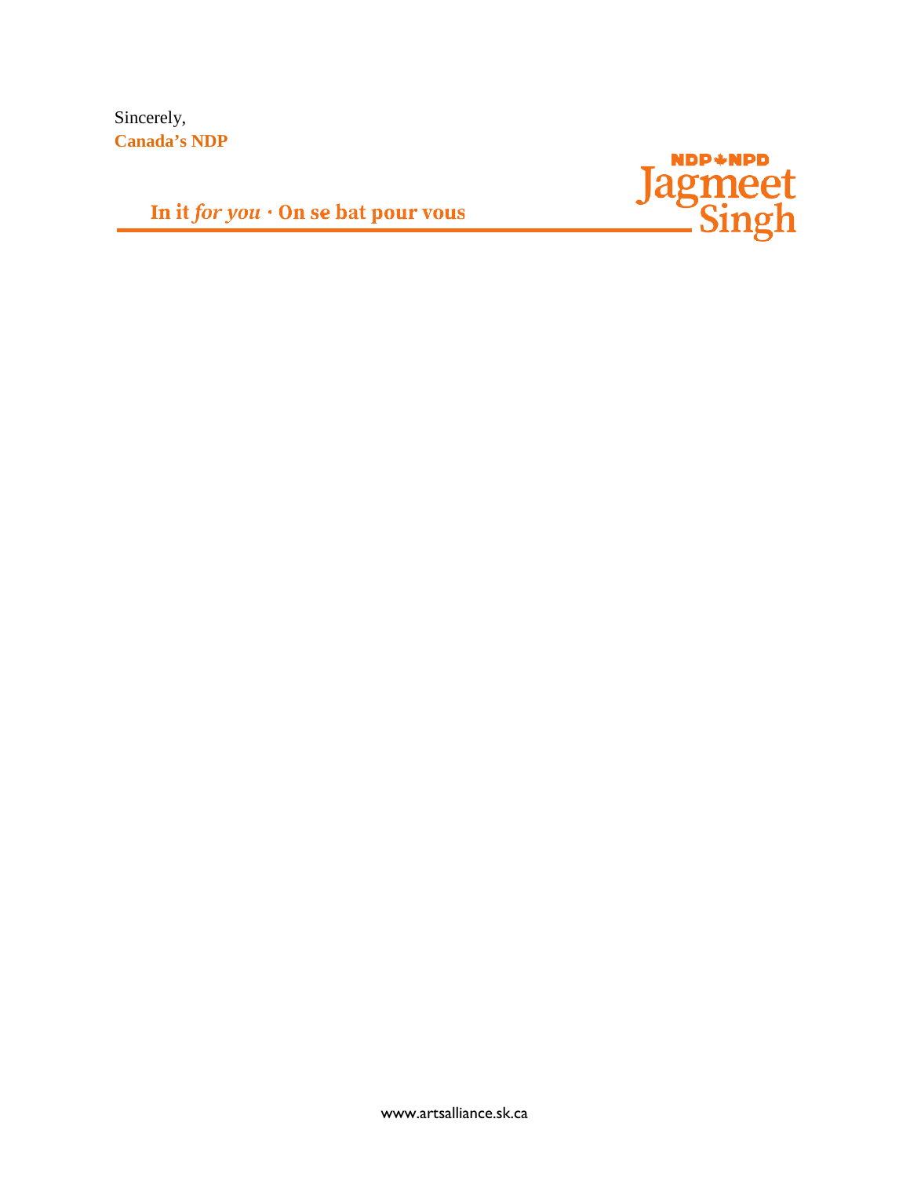Sincerely,
**Canada's NDP**

**In it *for you* · On se bat pour vous**

NDP NPD Jagmeet Singh

www.artsalliance.sk.ca